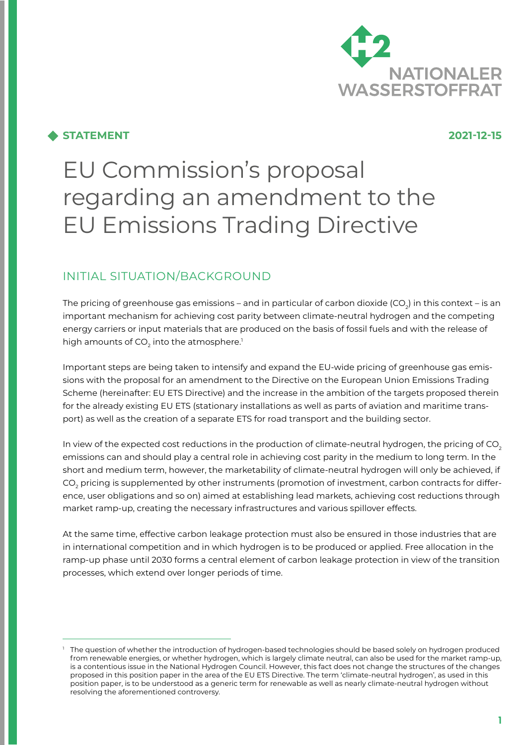NATIONALER WASSERSTOFFRAT

**STATEMENT**

**2021-12-15**

# EU Commission's proposal regarding an amendment to the EU Emissions Trading Directive

## INITIAL SITUATION/BACKGROUND

The pricing of greenhouse gas emissions – and in particular of carbon dioxide ($CO_2$) in this context – is an important mechanism for achieving cost parity between climate-neutral hydrogen and the competing energy carriers or input materials that are produced on the basis of fossil fuels and with the release of high amounts of $CO_2$ into the atmosphere.[1]

Important steps are being taken to intensify and expand the EU-wide pricing of greenhouse gas emissions with the proposal for an amendment to the Directive on the European Union Emissions Trading Scheme (hereinafter: EU ETS Directive) and the increase in the ambition of the targets proposed therein for the already existing EU ETS (stationary installations as well as parts of aviation and maritime transport) as well as the creation of a separate ETS for road transport and the building sector.

In view of the expected cost reductions in the production of climate-neutral hydrogen, the pricing of $CO_2$ emissions can and should play a central role in achieving cost parity in the medium to long term. In the short and medium term, however, the marketability of climate-neutral hydrogen will only be achieved, if $CO_2$ pricing is supplemented by other instruments (promotion of investment, carbon contracts for difference, user obligations and so on) aimed at establishing lead markets, achieving cost reductions through market ramp-up, creating the necessary infrastructures and various spillover effects.

At the same time, effective carbon leakage protection must also be ensured in those industries that are in international competition and in which hydrogen is to be produced or applied. Free allocation in the ramp-up phase until 2030 forms a central element of carbon leakage protection in view of the transition processes, which extend over longer periods of time.

---

[1] The question of whether the introduction of hydrogen-based technologies should be based solely on hydrogen produced from renewable energies, or whether hydrogen, which is largely climate neutral, can also be used for the market ramp-up, is a contentious issue in the National Hydrogen Council. However, this fact does not change the structures of the changes proposed in this position paper in the area of the EU ETS Directive. The term 'climate-neutral hydrogen', as used in this position paper, is to be understood as a generic term for renewable as well as nearly climate-neutral hydrogen without resolving the aforementioned controversy.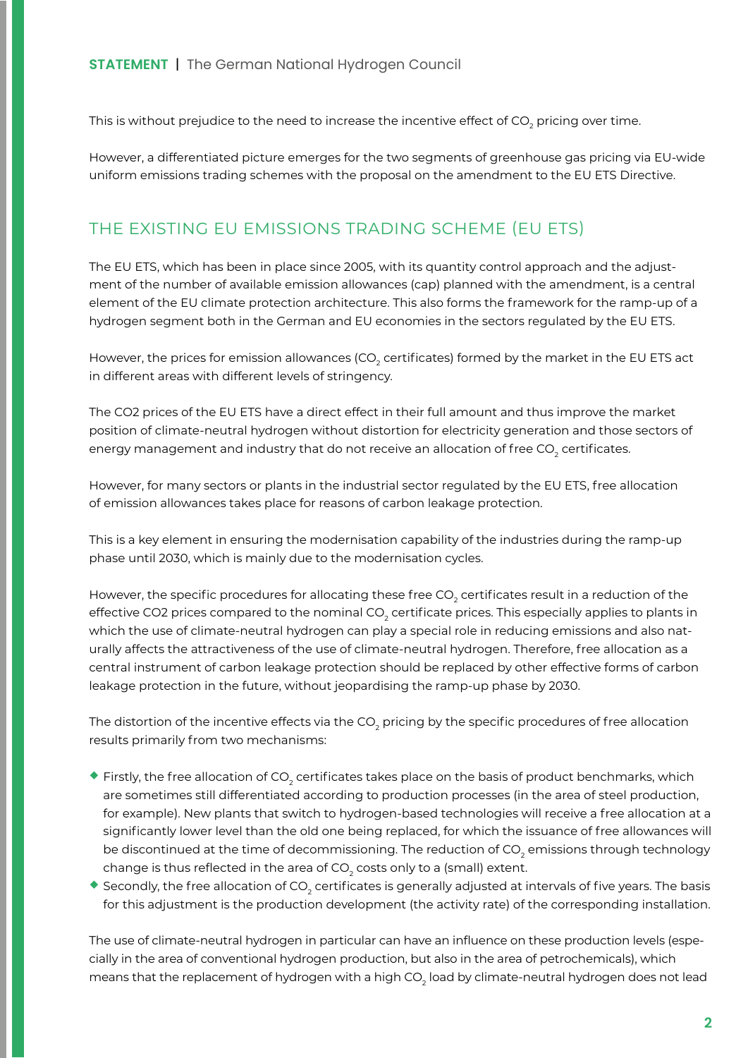This is without prejudice to the need to increase the incentive effect of $CO_2$ pricing over time.

However, a differentiated picture emerges for the two segments of greenhouse gas pricing via EU-wide uniform emissions trading schemes with the proposal on the amendment to the EU ETS Directive.

## THE EXISTING EU EMISSIONS TRADING SCHEME (EU ETS)

The EU ETS, which has been in place since 2005, with its quantity control approach and the adjustment of the number of available emission allowances (cap) planned with the amendment, is a central element of the EU climate protection architecture. This also forms the framework for the ramp-up of a hydrogen segment both in the German and EU economies in the sectors regulated by the EU ETS.

However, the prices for emission allowances ($CO_2$ certificates) formed by the market in the EU ETS act in different areas with different levels of stringency.

The CO2 prices of the EU ETS have a direct effect in their full amount and thus improve the market position of climate-neutral hydrogen without distortion for electricity generation and those sectors of energy management and industry that do not receive an allocation of free $CO_2$ certificates.

However, for many sectors or plants in the industrial sector regulated by the EU ETS, free allocation of emission allowances takes place for reasons of carbon leakage protection.

This is a key element in ensuring the modernisation capability of the industries during the ramp-up phase until 2030, which is mainly due to the modernisation cycles.

However, the specific procedures for allocating these free $CO_2$ certificates result in a reduction of the effective CO2 prices compared to the nominal $CO_2$ certificate prices. This especially applies to plants in which the use of climate-neutral hydrogen can play a special role in reducing emissions and also naturally affects the attractiveness of the use of climate-neutral hydrogen. Therefore, free allocation as a central instrument of carbon leakage protection should be replaced by other effective forms of carbon leakage protection in the future, without jeopardising the ramp-up phase by 2030.

The distortion of the incentive effects via the $CO_2$ pricing by the specific procedures of free allocation results primarily from two mechanisms:

- Firstly, the free allocation of $CO_2$ certificates takes place on the basis of product benchmarks, which are sometimes still differentiated according to production processes (in the area of steel production, for example). New plants that switch to hydrogen-based technologies will receive a free allocation at a significantly lower level than the old one being replaced, for which the issuance of free allowances will be discontinued at the time of decommissioning. The reduction of $CO_2$ emissions through technology change is thus reflected in the area of $CO_2$ costs only to a (small) extent.
- Secondly, the free allocation of $CO_2$ certificates is generally adjusted at intervals of five years. The basis for this adjustment is the production development (the activity rate) of the corresponding installation.

The use of climate-neutral hydrogen in particular can have an influence on these production levels (especially in the area of conventional hydrogen production, but also in the area of petrochemicals), which means that the replacement of hydrogen with a high $CO_2$ load by climate-neutral hydrogen does not lead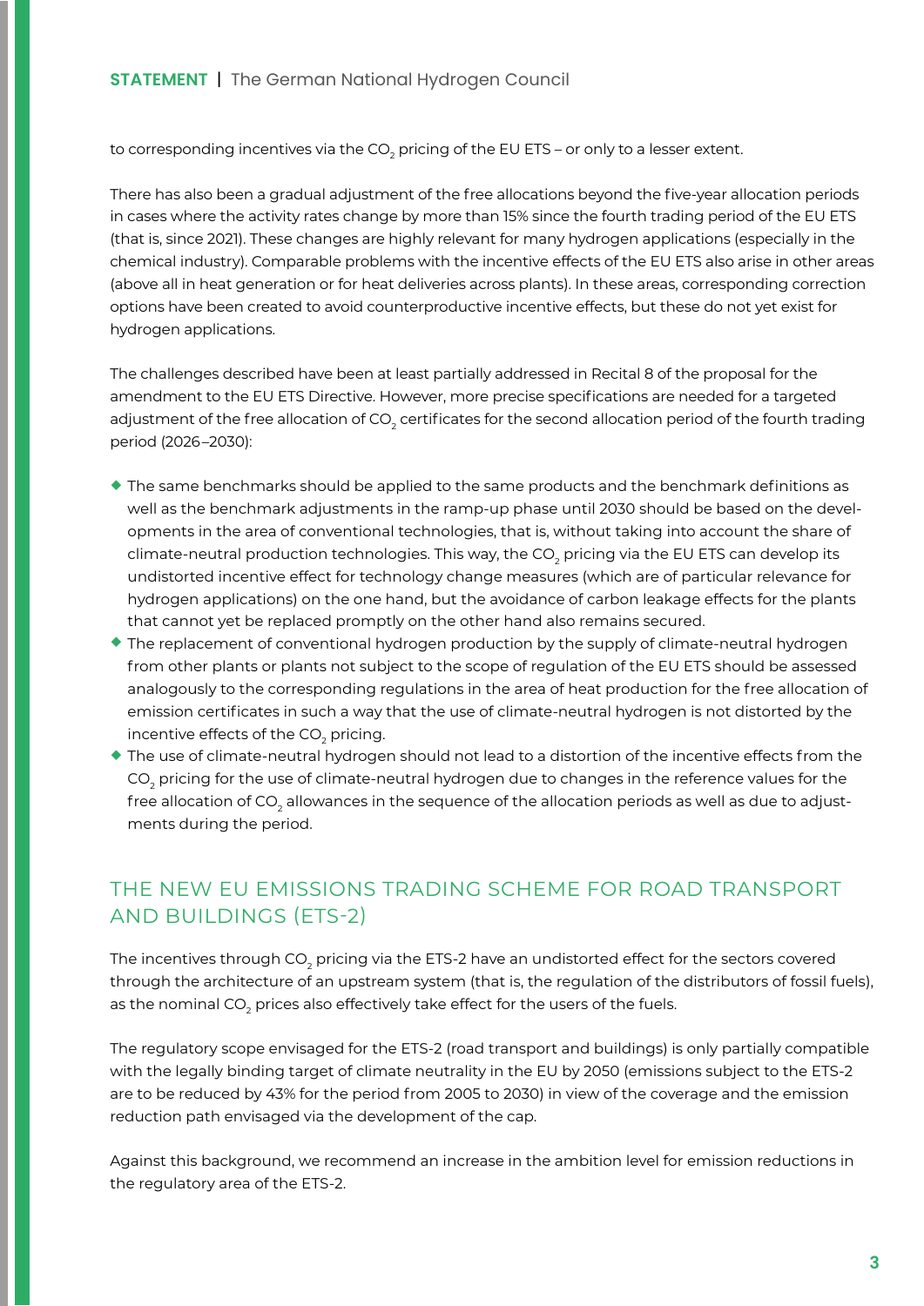to corresponding incentives via the $CO_2$ pricing of the EU ETS – or only to a lesser extent.

There has also been a gradual adjustment of the free allocations beyond the five-year allocation periods in cases where the activity rates change by more than 15% since the fourth trading period of the EU ETS (that is, since 2021). These changes are highly relevant for many hydrogen applications (especially in the chemical industry). Comparable problems with the incentive effects of the EU ETS also arise in other areas (above all in heat generation or for heat deliveries across plants). In these areas, corresponding correction options have been created to avoid counterproductive incentive effects, but these do not yet exist for hydrogen applications.

The challenges described have been at least partially addressed in Recital 8 of the proposal for the amendment to the EU ETS Directive. However, more precise specifications are needed for a targeted adjustment of the free allocation of $CO_2$ certificates for the second allocation period of the fourth trading period (2026–2030):

- The same benchmarks should be applied to the same products and the benchmark definitions as well as the benchmark adjustments in the ramp-up phase until 2030 should be based on the developments in the area of conventional technologies, that is, without taking into account the share of climate-neutral production technologies. This way, the $CO_2$ pricing via the EU ETS can develop its undistorted incentive effect for technology change measures (which are of particular relevance for hydrogen applications) on the one hand, but the avoidance of carbon leakage effects for the plants that cannot yet be replaced promptly on the other hand also remains secured.
- The replacement of conventional hydrogen production by the supply of climate-neutral hydrogen from other plants or plants not subject to the scope of regulation of the EU ETS should be assessed analogously to the corresponding regulations in the area of heat production for the free allocation of emission certificates in such a way that the use of climate-neutral hydrogen is not distorted by the incentive effects of the $CO_2$ pricing.
- The use of climate-neutral hydrogen should not lead to a distortion of the incentive effects from the $CO_2$ pricing for the use of climate-neutral hydrogen due to changes in the reference values for the free allocation of $CO_2$ allowances in the sequence of the allocation periods as well as due to adjustments during the period.

## THE NEW EU EMISSIONS TRADING SCHEME FOR ROAD TRANSPORT AND BUILDINGS (ETS-2)

The incentives through $CO_2$ pricing via the ETS-2 have an undistorted effect for the sectors covered through the architecture of an upstream system (that is, the regulation of the distributors of fossil fuels), as the nominal $CO_2$ prices also effectively take effect for the users of the fuels.

The regulatory scope envisaged for the ETS-2 (road transport and buildings) is only partially compatible with the legally binding target of climate neutrality in the EU by 2050 (emissions subject to the ETS-2 are to be reduced by 43% for the period from 2005 to 2030) in view of the coverage and the emission reduction path envisaged via the development of the cap.

Against this background, we recommend an increase in the ambition level for emission reductions in the regulatory area of the ETS-2.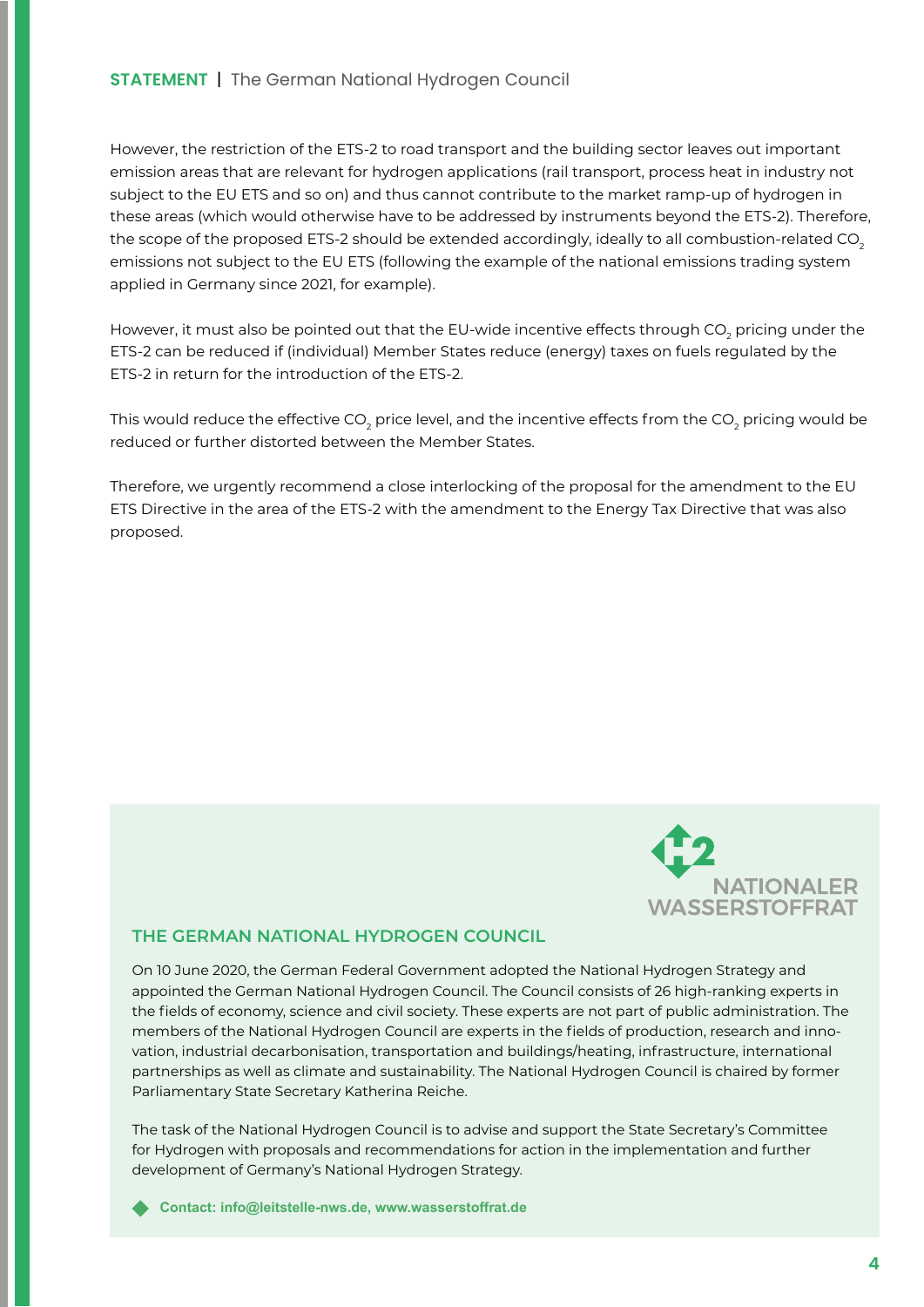However, the restriction of the ETS-2 to road transport and the building sector leaves out important emission areas that are relevant for hydrogen applications (rail transport, process heat in industry not subject to the EU ETS and so on) and thus cannot contribute to the market ramp-up of hydrogen in these areas (which would otherwise have to be addressed by instruments beyond the ETS-2). Therefore, the scope of the proposed ETS-2 should be extended accordingly, ideally to all combustion-related $CO_2$ emissions not subject to the EU ETS (following the example of the national emissions trading system applied in Germany since 2021, for example).

However, it must also be pointed out that the EU-wide incentive effects through $CO_2$ pricing under the ETS-2 can be reduced if (individual) Member States reduce (energy) taxes on fuels regulated by the ETS-2 in return for the introduction of the ETS-2.

This would reduce the effective $CO_2$ price level, and the incentive effects from the $CO_2$ pricing would be reduced or further distorted between the Member States.

Therefore, we urgently recommend a close interlocking of the proposal for the amendment to the EU ETS Directive in the area of the ETS-2 with the amendment to the Energy Tax Directive that was also proposed.

H2 NATIONALER WASSERSTOFFRAT

## THE GERMAN NATIONAL HYDROGEN COUNCIL

On 10 June 2020, the German Federal Government adopted the National Hydrogen Strategy and appointed the German National Hydrogen Council. The Council consists of 26 high-ranking experts in the fields of economy, science and civil society. These experts are not part of public administration. The members of the National Hydrogen Council are experts in the fields of production, research and innovation, industrial decarbonisation, transportation and buildings/heating, infrastructure, international partnerships as well as climate and sustainability. The National Hydrogen Council is chaired by former Parliamentary State Secretary Katherina Reiche.

The task of the National Hydrogen Council is to advise and support the State Secretary's Committee for Hydrogen with proposals and recommendations for action in the implementation and further development of Germany's National Hydrogen Strategy.

**Contact: info@leitstelle-nws.de, www.wasserstoffrat.de**